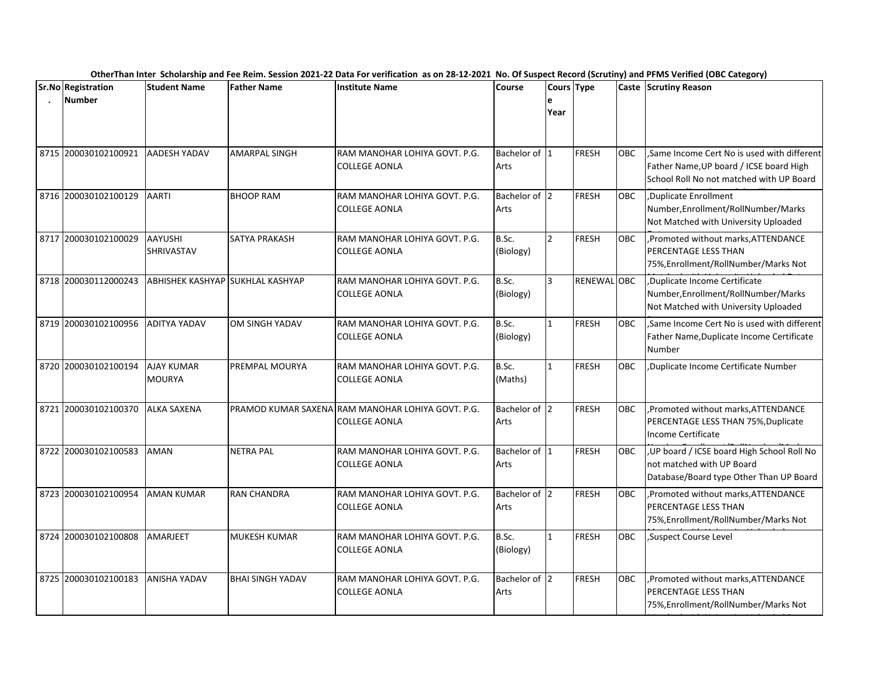**OtherThan Inter Scholarship and Fee Reim. Session 2021-22 Data For verification as on 28-12-2021 No. Of Suspect Record (Scrutiny) and PFMS Verified (OBC Category)**

| Sr.No. | Registration Number | Student Name | Father Name | Institute Name | Course | Course Year | Type | Caste | Scrutiny Reason |
|---|---|---|---|---|---|---|---|---|---|
| 8715 | 200030102100921 | AADESH YADAV | AMARPAL SINGH | RAM MANOHAR LOHIYA GOVT. P.G. COLLEGE AONLA | Bachelor of Arts | 1 | FRESH | OBC | ,Same Income Cert No is used with different Father Name,UP board / ICSE board High School Roll No not matched with UP Board |
| 8716 | 200030102100129 | AARTI | BHOOP RAM | RAM MANOHAR LOHIYA GOVT. P.G. COLLEGE AONLA | Bachelor of Arts | 2 | FRESH | OBC | ,Duplicate Enrollment Number,Enrollment/RollNumber/Marks Not Matched with University Uploaded |
| 8717 | 200030102100029 | AAYUSHI SHRIVASTAV | SATYA PRAKASH | RAM MANOHAR LOHIYA GOVT. P.G. COLLEGE AONLA | B.Sc. (Biology) | 2 | FRESH | OBC | ,Promoted without marks,ATTENDANCE PERCENTAGE LESS THAN 75%,Enrollment/RollNumber/Marks Not |
| 8718 | 200030112000243 | ABHISHEK KASHYAP | SUKHLAL KASHYAP | RAM MANOHAR LOHIYA GOVT. P.G. COLLEGE AONLA | B.Sc. (Biology) | 3 | RENEWAL | OBC | ,Duplicate Income Certificate Number,Enrollment/RollNumber/Marks Not Matched with University Uploaded |
| 8719 | 200030102100956 | ADITYA YADAV | OM SINGH YADAV | RAM MANOHAR LOHIYA GOVT. P.G. COLLEGE AONLA | B.Sc. (Biology) | 1 | FRESH | OBC | ,Same Income Cert No is used with different Father Name,Duplicate Income Certificate Number |
| 8720 | 200030102100194 | AJAY KUMAR MOURYA | PREMPAL MOURYA | RAM MANOHAR LOHIYA GOVT. P.G. COLLEGE AONLA | B.Sc. (Maths) | 1 | FRESH | OBC | ,Duplicate Income Certificate Number |
| 8721 | 200030102100370 | ALKA SAXENA | PRAMOD KUMAR SAXENA | RAM MANOHAR LOHIYA GOVT. P.G. COLLEGE AONLA | Bachelor of Arts | 2 | FRESH | OBC | ,Promoted without marks,ATTENDANCE PERCENTAGE LESS THAN 75%,Duplicate Income Certificate |
| 8722 | 200030102100583 | AMAN | NETRA PAL | RAM MANOHAR LOHIYA GOVT. P.G. COLLEGE AONLA | Bachelor of Arts | 1 | FRESH | OBC | ,UP board / ICSE board High School Roll No not matched with UP Board Database/Board type Other Than UP Board |
| 8723 | 200030102100954 | AMAN KUMAR | RAN CHANDRA | RAM MANOHAR LOHIYA GOVT. P.G. COLLEGE AONLA | Bachelor of Arts | 2 | FRESH | OBC | ,Promoted without marks,ATTENDANCE PERCENTAGE LESS THAN 75%,Enrollment/RollNumber/Marks Not |
| 8724 | 200030102100808 | AMARJEET | MUKESH KUMAR | RAM MANOHAR LOHIYA GOVT. P.G. COLLEGE AONLA | B.Sc. (Biology) | 1 | FRESH | OBC | ,Suspect Course Level |
| 8725 | 200030102100183 | ANISHA YADAV | BHAI SINGH YADAV | RAM MANOHAR LOHIYA GOVT. P.G. COLLEGE AONLA | Bachelor of Arts | 2 | FRESH | OBC | ,Promoted without marks,ATTENDANCE PERCENTAGE LESS THAN 75%,Enrollment/RollNumber/Marks Not |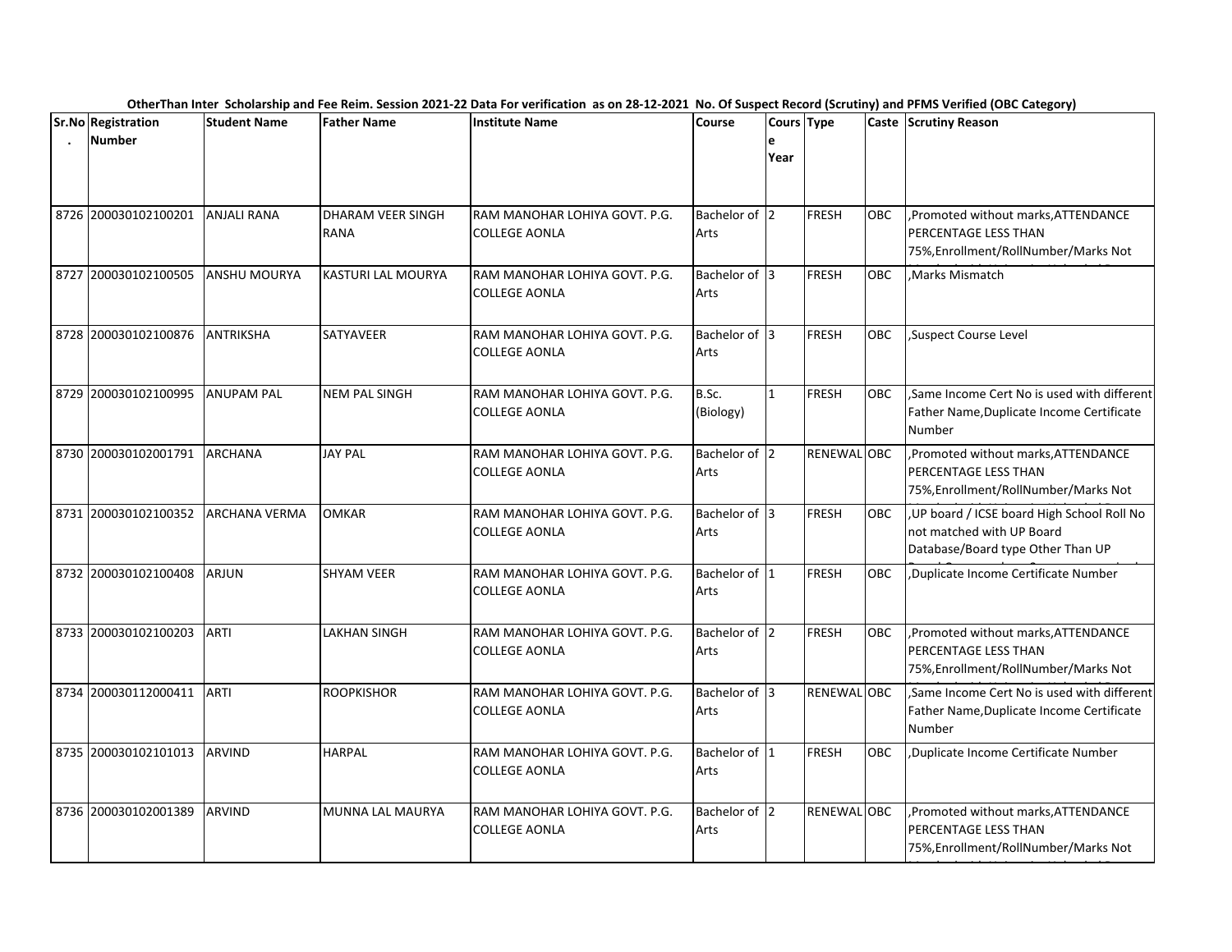OtherThan Inter Scholarship and Fee Reim. Session 2021-22 Data For verification as on 28-12-2021 No. Of Suspect Record (Scrutiny) and PFMS Verified (OBC Category)

| Sr.No. | Registration Number | Student Name | Father Name | Institute Name | Course | Course Year | Type | Caste | Scrutiny Reason |
|---|---|---|---|---|---|---|---|---|---|
| 8726 | 200030102100201 | ANJALI RANA | DHARAM VEER SINGH RANA | RAM MANOHAR LOHIYA GOVT. P.G. COLLEGE AONLA | Bachelor of Arts | 2 | FRESH | OBC | ,Promoted without marks,ATTENDANCE PERCENTAGE LESS THAN 75%,Enrollment/RollNumber/Marks Not |
| 8727 | 200030102100505 | ANSHU MOURYA | KASTURI LAL MOURYA | RAM MANOHAR LOHIYA GOVT. P.G. COLLEGE AONLA | Bachelor of Arts | 3 | FRESH | OBC | ,Marks Mismatch |
| 8728 | 200030102100876 | ANTRIKSHA | SATYAVEER | RAM MANOHAR LOHIYA GOVT. P.G. COLLEGE AONLA | Bachelor of Arts | 3 | FRESH | OBC | ,Suspect Course Level |
| 8729 | 200030102100995 | ANUPAM PAL | NEM PAL SINGH | RAM MANOHAR LOHIYA GOVT. P.G. COLLEGE AONLA | B.Sc. (Biology) | 1 | FRESH | OBC | ,Same Income Cert No is used with different Father Name,Duplicate Income Certificate Number |
| 8730 | 200030102001791 | ARCHANA | JAY PAL | RAM MANOHAR LOHIYA GOVT. P.G. COLLEGE AONLA | Bachelor of Arts | 2 | RENEWAL | OBC | ,Promoted without marks,ATTENDANCE PERCENTAGE LESS THAN 75%,Enrollment/RollNumber/Marks Not |
| 8731 | 200030102100352 | ARCHANA VERMA | OMKAR | RAM MANOHAR LOHIYA GOVT. P.G. COLLEGE AONLA | Bachelor of Arts | 3 | FRESH | OBC | ,UP board / ICSE board High School Roll No not matched with UP Board Database/Board type Other Than UP |
| 8732 | 200030102100408 | ARJUN | SHYAM VEER | RAM MANOHAR LOHIYA GOVT. P.G. COLLEGE AONLA | Bachelor of Arts | 1 | FRESH | OBC | ,Duplicate Income Certificate Number |
| 8733 | 200030102100203 | ARTI | LAKHAN SINGH | RAM MANOHAR LOHIYA GOVT. P.G. COLLEGE AONLA | Bachelor of Arts | 2 | FRESH | OBC | ,Promoted without marks,ATTENDANCE PERCENTAGE LESS THAN 75%,Enrollment/RollNumber/Marks Not |
| 8734 | 200030112000411 | ARTI | ROOPKISHOR | RAM MANOHAR LOHIYA GOVT. P.G. COLLEGE AONLA | Bachelor of Arts | 3 | RENEWAL | OBC | ,Same Income Cert No is used with different Father Name,Duplicate Income Certificate Number |
| 8735 | 200030102101013 | ARVIND | HARPAL | RAM MANOHAR LOHIYA GOVT. P.G. COLLEGE AONLA | Bachelor of Arts | 1 | FRESH | OBC | ,Duplicate Income Certificate Number |
| 8736 | 200030102001389 | ARVIND | MUNNA LAL MAURYA | RAM MANOHAR LOHIYA GOVT. P.G. COLLEGE AONLA | Bachelor of Arts | 2 | RENEWAL | OBC | ,Promoted without marks,ATTENDANCE PERCENTAGE LESS THAN 75%,Enrollment/RollNumber/Marks Not |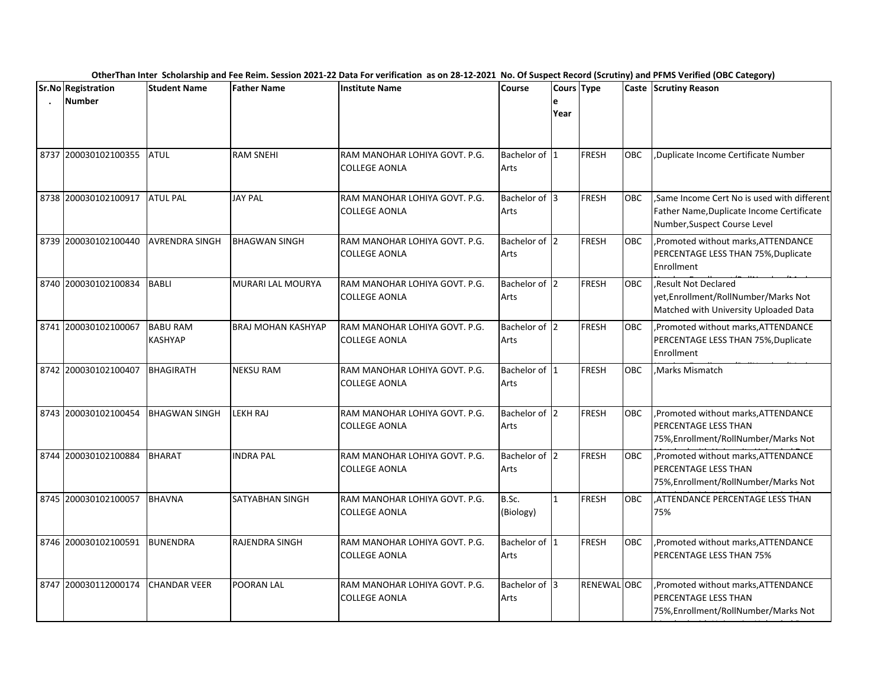OtherThan Inter Scholarship and Fee Reim. Session 2021-22 Data For verification as on 28-12-2021 No. Of Suspect Record (Scrutiny) and PFMS Verified (OBC Category)

| Sr.No. | Registration Number | Student Name | Father Name | Institute Name | Course | Course Year | Type | Caste | Scrutiny Reason |
|---|---|---|---|---|---|---|---|---|---|
| 8737 | 200030102100355 | ATUL | RAM SNEHI | RAM MANOHAR LOHIYA GOVT. P.G. COLLEGE AONLA | Bachelor of Arts | 1 | FRESH | OBC | ,Duplicate Income Certificate Number |
| 8738 | 200030102100917 | ATUL PAL | JAY PAL | RAM MANOHAR LOHIYA GOVT. P.G. COLLEGE AONLA | Bachelor of Arts | 3 | FRESH | OBC | ,Same Income Cert No is used with different Father Name,Duplicate Income Certificate Number,Suspect Course Level |
| 8739 | 200030102100440 | AVRENDRA SINGH | BHAGWAN SINGH | RAM MANOHAR LOHIYA GOVT. P.G. COLLEGE AONLA | Bachelor of Arts | 2 | FRESH | OBC | ,Promoted without marks,ATTENDANCE PERCENTAGE LESS THAN 75%,Duplicate Enrollment |
| 8740 | 200030102100834 | BABLI | MURARI LAL MOURYA | RAM MANOHAR LOHIYA GOVT. P.G. COLLEGE AONLA | Bachelor of Arts | 2 | FRESH | OBC | ,Result Not Declared yet,Enrollment/RollNumber/Marks Not Matched with University Uploaded Data |
| 8741 | 200030102100067 | BABU RAM KASHYAP | BRAJ MOHAN KASHYAP | RAM MANOHAR LOHIYA GOVT. P.G. COLLEGE AONLA | Bachelor of Arts | 2 | FRESH | OBC | ,Promoted without marks,ATTENDANCE PERCENTAGE LESS THAN 75%,Duplicate Enrollment |
| 8742 | 200030102100407 | BHAGIRATH | NEKSU RAM | RAM MANOHAR LOHIYA GOVT. P.G. COLLEGE AONLA | Bachelor of Arts | 1 | FRESH | OBC | ,Marks Mismatch |
| 8743 | 200030102100454 | BHAGWAN SINGH | LEKH RAJ | RAM MANOHAR LOHIYA GOVT. P.G. COLLEGE AONLA | Bachelor of Arts | 2 | FRESH | OBC | ,Promoted without marks,ATTENDANCE PERCENTAGE LESS THAN 75%,Enrollment/RollNumber/Marks Not |
| 8744 | 200030102100884 | BHARAT | INDRA PAL | RAM MANOHAR LOHIYA GOVT. P.G. COLLEGE AONLA | Bachelor of Arts | 2 | FRESH | OBC | ,Promoted without marks,ATTENDANCE PERCENTAGE LESS THAN 75%,Enrollment/RollNumber/Marks Not |
| 8745 | 200030102100057 | BHAVNA | SATYABHAN SINGH | RAM MANOHAR LOHIYA GOVT. P.G. COLLEGE AONLA | B.Sc. (Biology) | 1 | FRESH | OBC | ,ATTENDANCE PERCENTAGE LESS THAN 75% |
| 8746 | 200030102100591 | BUNENDRA | RAJENDRA SINGH | RAM MANOHAR LOHIYA GOVT. P.G. COLLEGE AONLA | Bachelor of Arts | 1 | FRESH | OBC | ,Promoted without marks,ATTENDANCE PERCENTAGE LESS THAN 75% |
| 8747 | 200030112000174 | CHANDAR VEER | POORAN LAL | RAM MANOHAR LOHIYA GOVT. P.G. COLLEGE AONLA | Bachelor of Arts | 3 | RENEWAL | OBC | ,Promoted without marks,ATTENDANCE PERCENTAGE LESS THAN 75%,Enrollment/RollNumber/Marks Not |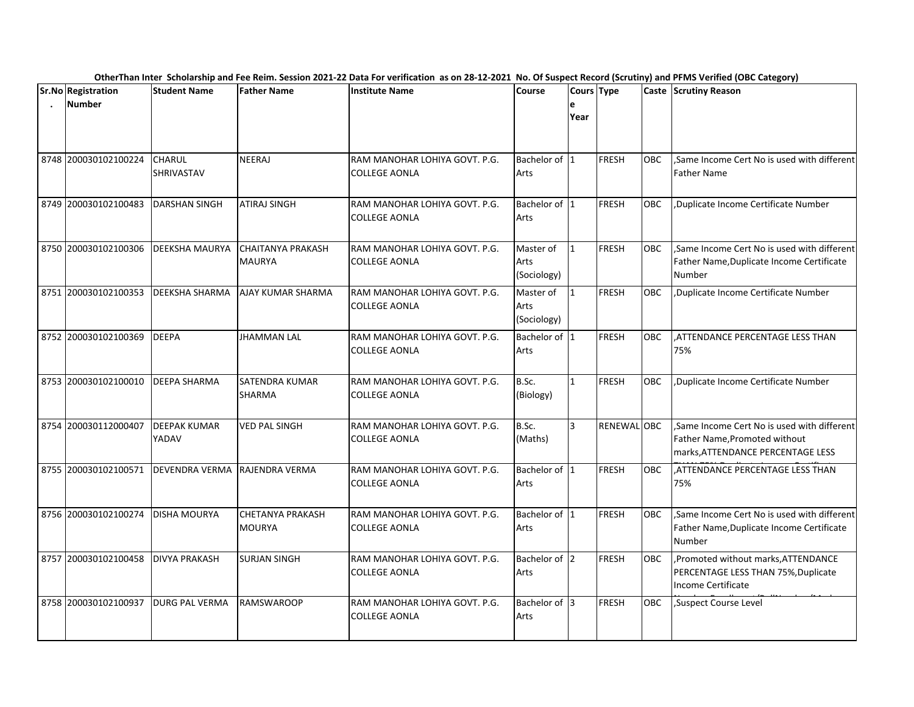OtherThan Inter Scholarship and Fee Reim. Session 2021-22 Data For verification as on 28-12-2021 No. Of Suspect Record (Scrutiny) and PFMS Verified (OBC Category)

| Sr.No. | Registration Number | Student Name | Father Name | Institute Name | Course | Course Year | Type | Caste | Scrutiny Reason |
|---|---|---|---|---|---|---|---|---|---|
| 8748 | 200030102100224 | CHARUL SHRIVASTAV | NEERAJ | RAM MANOHAR LOHIYA GOVT. P.G. COLLEGE AONLA | Bachelor of Arts | 1 | FRESH | OBC | ,Same Income Cert No is used with different Father Name |
| 8749 | 200030102100483 | DARSHAN SINGH | ATIRAJ SINGH | RAM MANOHAR LOHIYA GOVT. P.G. COLLEGE AONLA | Bachelor of Arts | 1 | FRESH | OBC | ,Duplicate Income Certificate Number |
| 8750 | 200030102100306 | DEEKSHA MAURYA | CHAITANYA PRAKASH MAURYA | RAM MANOHAR LOHIYA GOVT. P.G. COLLEGE AONLA | Master of Arts (Sociology) | 1 | FRESH | OBC | ,Same Income Cert No is used with different Father Name,Duplicate Income Certificate Number |
| 8751 | 200030102100353 | DEEKSHA SHARMA | AJAY KUMAR SHARMA | RAM MANOHAR LOHIYA GOVT. P.G. COLLEGE AONLA | Master of Arts (Sociology) | 1 | FRESH | OBC | ,Duplicate Income Certificate Number |
| 8752 | 200030102100369 | DEEPA | JHAMMAN LAL | RAM MANOHAR LOHIYA GOVT. P.G. COLLEGE AONLA | Bachelor of Arts | 1 | FRESH | OBC | ,ATTENDANCE PERCENTAGE LESS THAN 75% |
| 8753 | 200030102100010 | DEEPA SHARMA | SATENDRA KUMAR SHARMA | RAM MANOHAR LOHIYA GOVT. P.G. COLLEGE AONLA | B.Sc. (Biology) | 1 | FRESH | OBC | ,Duplicate Income Certificate Number |
| 8754 | 200030112000407 | DEEPAK KUMAR YADAV | VED PAL SINGH | RAM MANOHAR LOHIYA GOVT. P.G. COLLEGE AONLA | B.Sc. (Maths) | 3 | RENEWAL | OBC | ,Same Income Cert No is used with different Father Name,Promoted without marks,ATTENDANCE PERCENTAGE LESS |
| 8755 | 200030102100571 | DEVENDRA VERMA | RAJENDRA VERMA | RAM MANOHAR LOHIYA GOVT. P.G. COLLEGE AONLA | Bachelor of Arts | 1 | FRESH | OBC | ,ATTENDANCE PERCENTAGE LESS THAN 75% |
| 8756 | 200030102100274 | DISHA MOURYA | CHETANYA PRAKASH MOURYA | RAM MANOHAR LOHIYA GOVT. P.G. COLLEGE AONLA | Bachelor of Arts | 1 | FRESH | OBC | ,Same Income Cert No is used with different Father Name,Duplicate Income Certificate Number |
| 8757 | 200030102100458 | DIVYA PRAKASH | SURJAN SINGH | RAM MANOHAR LOHIYA GOVT. P.G. COLLEGE AONLA | Bachelor of Arts | 2 | FRESH | OBC | ,Promoted without marks,ATTENDANCE PERCENTAGE LESS THAN 75%,Duplicate Income Certificate |
| 8758 | 200030102100937 | DURG PAL VERMA | RAMSWAROOP | RAM MANOHAR LOHIYA GOVT. P.G. COLLEGE AONLA | Bachelor of Arts | 3 | FRESH | OBC | ,Suspect Course Level |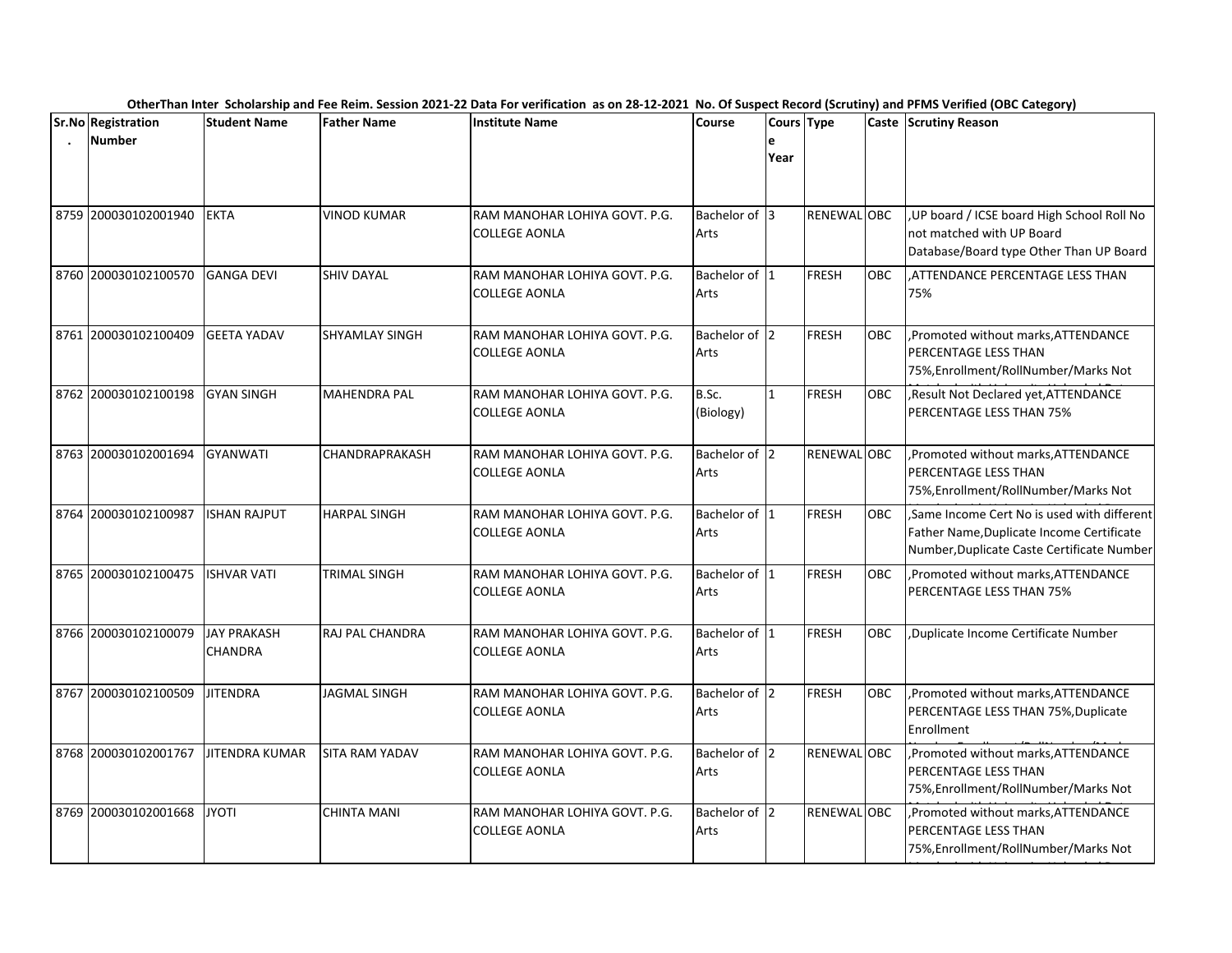OtherThan Inter Scholarship and Fee Reim. Session 2021-22 Data For verification as on 28-12-2021 No. Of Suspect Record (Scrutiny) and PFMS Verified (OBC Category)

| Sr.No. | Registration Number | Student Name | Father Name | Institute Name | Course | Course Year | Type | Caste | Scrutiny Reason |
|---|---|---|---|---|---|---|---|---|---|
| 8759 | 200030102001940 | EKTA | VINOD KUMAR | RAM MANOHAR LOHIYA GOVT. P.G. COLLEGE AONLA | Bachelor of Arts | 3 | RENEWAL | OBC | ,UP board / ICSE board High School Roll No not matched with UP Board Database/Board type Other Than UP Board |
| 8760 | 200030102100570 | GANGA DEVI | SHIV DAYAL | RAM MANOHAR LOHIYA GOVT. P.G. COLLEGE AONLA | Bachelor of Arts | 1 | FRESH | OBC | ,ATTENDANCE PERCENTAGE LESS THAN 75% |
| 8761 | 200030102100409 | GEETA YADAV | SHYAMLAY SINGH | RAM MANOHAR LOHIYA GOVT. P.G. COLLEGE AONLA | Bachelor of Arts | 2 | FRESH | OBC | ,Promoted without marks,ATTENDANCE PERCENTAGE LESS THAN 75%,Enrollment/RollNumber/Marks Not |
| 8762 | 200030102100198 | GYAN SINGH | MAHENDRA PAL | RAM MANOHAR LOHIYA GOVT. P.G. COLLEGE AONLA | B.Sc. (Biology) | 1 | FRESH | OBC | ,Result Not Declared yet,ATTENDANCE PERCENTAGE LESS THAN 75% |
| 8763 | 200030102001694 | GYANWATI | CHANDRAPRAKASH | RAM MANOHAR LOHIYA GOVT. P.G. COLLEGE AONLA | Bachelor of Arts | 2 | RENEWAL | OBC | ,Promoted without marks,ATTENDANCE PERCENTAGE LESS THAN 75%,Enrollment/RollNumber/Marks Not |
| 8764 | 200030102100987 | ISHAN RAJPUT | HARPAL SINGH | RAM MANOHAR LOHIYA GOVT. P.G. COLLEGE AONLA | Bachelor of Arts | 1 | FRESH | OBC | ,Same Income Cert No is used with different Father Name,Duplicate Income Certificate Number,Duplicate Caste Certificate Number |
| 8765 | 200030102100475 | ISHVAR VATI | TRIMAL SINGH | RAM MANOHAR LOHIYA GOVT. P.G. COLLEGE AONLA | Bachelor of Arts | 1 | FRESH | OBC | ,Promoted without marks,ATTENDANCE PERCENTAGE LESS THAN 75% |
| 8766 | 200030102100079 | JAY PRAKASH CHANDRA | RAJ PAL CHANDRA | RAM MANOHAR LOHIYA GOVT. P.G. COLLEGE AONLA | Bachelor of Arts | 1 | FRESH | OBC | ,Duplicate Income Certificate Number |
| 8767 | 200030102100509 | JITENDRA | JAGMAL SINGH | RAM MANOHAR LOHIYA GOVT. P.G. COLLEGE AONLA | Bachelor of Arts | 2 | FRESH | OBC | ,Promoted without marks,ATTENDANCE PERCENTAGE LESS THAN 75%,Duplicate Enrollment |
| 8768 | 200030102001767 | JITENDRA KUMAR | SITA RAM YADAV | RAM MANOHAR LOHIYA GOVT. P.G. COLLEGE AONLA | Bachelor of Arts | 2 | RENEWAL | OBC | ,Promoted without marks,ATTENDANCE PERCENTAGE LESS THAN 75%,Enrollment/RollNumber/Marks Not |
| 8769 | 200030102001668 | JYOTI | CHINTA MANI | RAM MANOHAR LOHIYA GOVT. P.G. COLLEGE AONLA | Bachelor of Arts | 2 | RENEWAL | OBC | ,Promoted without marks,ATTENDANCE PERCENTAGE LESS THAN 75%,Enrollment/RollNumber/Marks Not |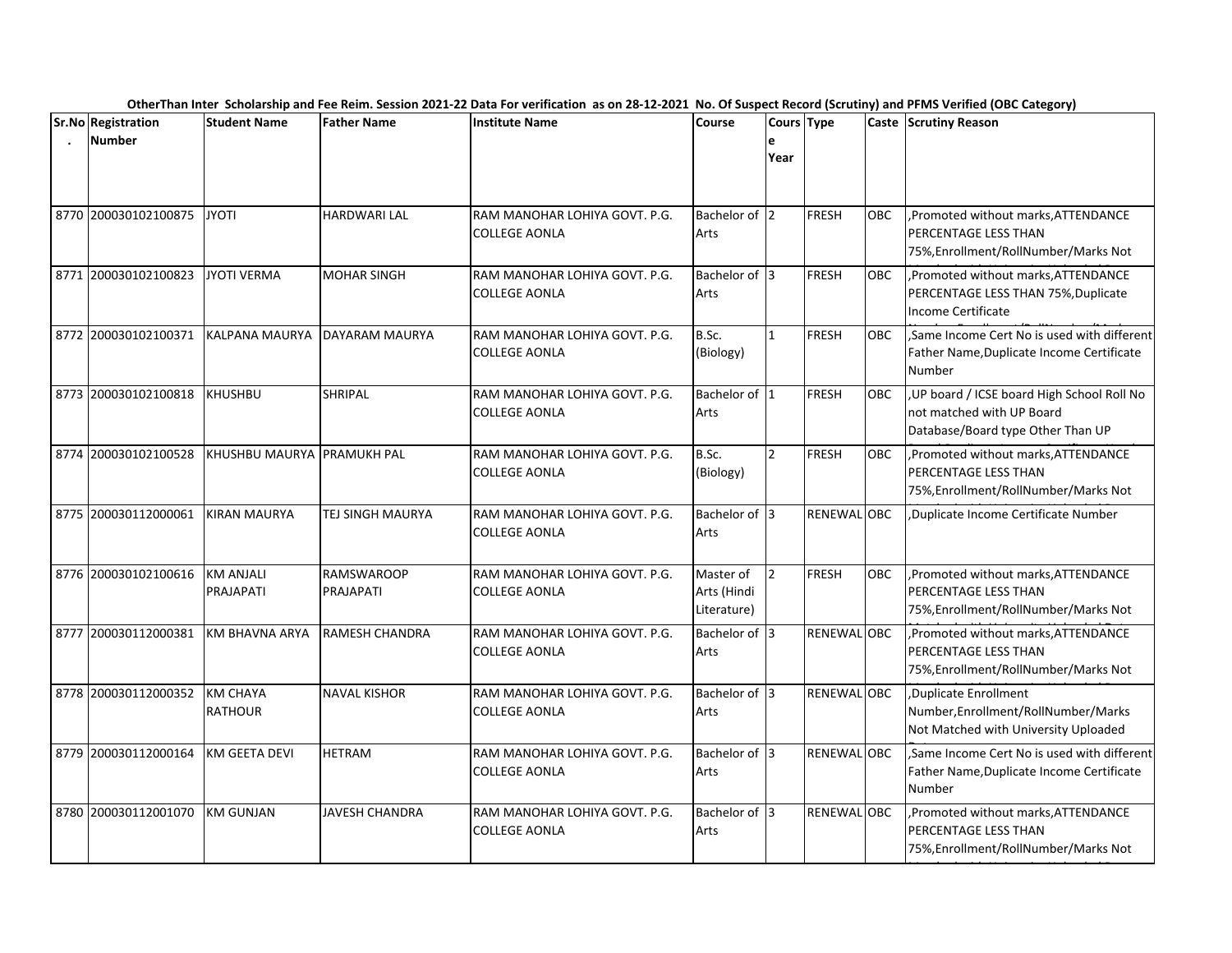OtherThan Inter Scholarship and Fee Reim. Session 2021-22 Data For verification as on 28-12-2021 No. Of Suspect Record (Scrutiny) and PFMS Verified (OBC Category)

| Sr.No. | Registration Number | Student Name | Father Name | Institute Name | Course | Course Year | Type | Caste | Scrutiny Reason |
|---|---|---|---|---|---|---|---|---|---|
| 8770 | 200030102100875 | JYOTI | HARDWARI LAL | RAM MANOHAR LOHIYA GOVT. P.G. COLLEGE AONLA | Bachelor of Arts | 2 | FRESH | OBC | ,Promoted without marks,ATTENDANCE PERCENTAGE LESS THAN 75%,Enrollment/RollNumber/Marks Not |
| 8771 | 200030102100823 | JYOTI VERMA | MOHAR SINGH | RAM MANOHAR LOHIYA GOVT. P.G. COLLEGE AONLA | Bachelor of Arts | 3 | FRESH | OBC | ,Promoted without marks,ATTENDANCE PERCENTAGE LESS THAN 75%,Duplicate Income Certificate |
| 8772 | 200030102100371 | KALPANA MAURYA | DAYARAM MAURYA | RAM MANOHAR LOHIYA GOVT. P.G. COLLEGE AONLA | B.Sc. (Biology) | 1 | FRESH | OBC | ,Same Income Cert No is used with different Father Name,Duplicate Income Certificate Number |
| 8773 | 200030102100818 | KHUSHBU | SHRIPAL | RAM MANOHAR LOHIYA GOVT. P.G. COLLEGE AONLA | Bachelor of Arts | 1 | FRESH | OBC | ,UP board / ICSE board High School Roll No not matched with UP Board Database/Board type Other Than UP |
| 8774 | 200030102100528 | KHUSHBU MAURYA | PRAMUKH PAL | RAM MANOHAR LOHIYA GOVT. P.G. COLLEGE AONLA | B.Sc. (Biology) | 2 | FRESH | OBC | ,Promoted without marks,ATTENDANCE PERCENTAGE LESS THAN 75%,Enrollment/RollNumber/Marks Not |
| 8775 | 200030112000061 | KIRAN MAURYA | TEJ SINGH MAURYA | RAM MANOHAR LOHIYA GOVT. P.G. COLLEGE AONLA | Bachelor of Arts | 3 | RENEWAL | OBC | ,Duplicate Income Certificate Number |
| 8776 | 200030102100616 | KM ANJALI PRAJAPATI | RAMSWAROOP PRAJAPATI | RAM MANOHAR LOHIYA GOVT. P.G. COLLEGE AONLA | Master of Arts (Hindi Literature) | 2 | FRESH | OBC | ,Promoted without marks,ATTENDANCE PERCENTAGE LESS THAN 75%,Enrollment/RollNumber/Marks Not |
| 8777 | 200030112000381 | KM BHAVNA ARYA | RAMESH CHANDRA | RAM MANOHAR LOHIYA GOVT. P.G. COLLEGE AONLA | Bachelor of Arts | 3 | RENEWAL | OBC | ,Promoted without marks,ATTENDANCE PERCENTAGE LESS THAN 75%,Enrollment/RollNumber/Marks Not |
| 8778 | 200030112000352 | KM CHAYA RATHOUR | NAVAL KISHOR | RAM MANOHAR LOHIYA GOVT. P.G. COLLEGE AONLA | Bachelor of Arts | 3 | RENEWAL | OBC | ,Duplicate Enrollment Number,Enrollment/RollNumber/Marks Not Matched with University Uploaded |
| 8779 | 200030112000164 | KM GEETA DEVI | HETRAM | RAM MANOHAR LOHIYA GOVT. P.G. COLLEGE AONLA | Bachelor of Arts | 3 | RENEWAL | OBC | ,Same Income Cert No is used with different Father Name,Duplicate Income Certificate Number |
| 8780 | 200030112001070 | KM GUNJAN | JAVESH CHANDRA | RAM MANOHAR LOHIYA GOVT. P.G. COLLEGE AONLA | Bachelor of Arts | 3 | RENEWAL | OBC | ,Promoted without marks,ATTENDANCE PERCENTAGE LESS THAN 75%,Enrollment/RollNumber/Marks Not |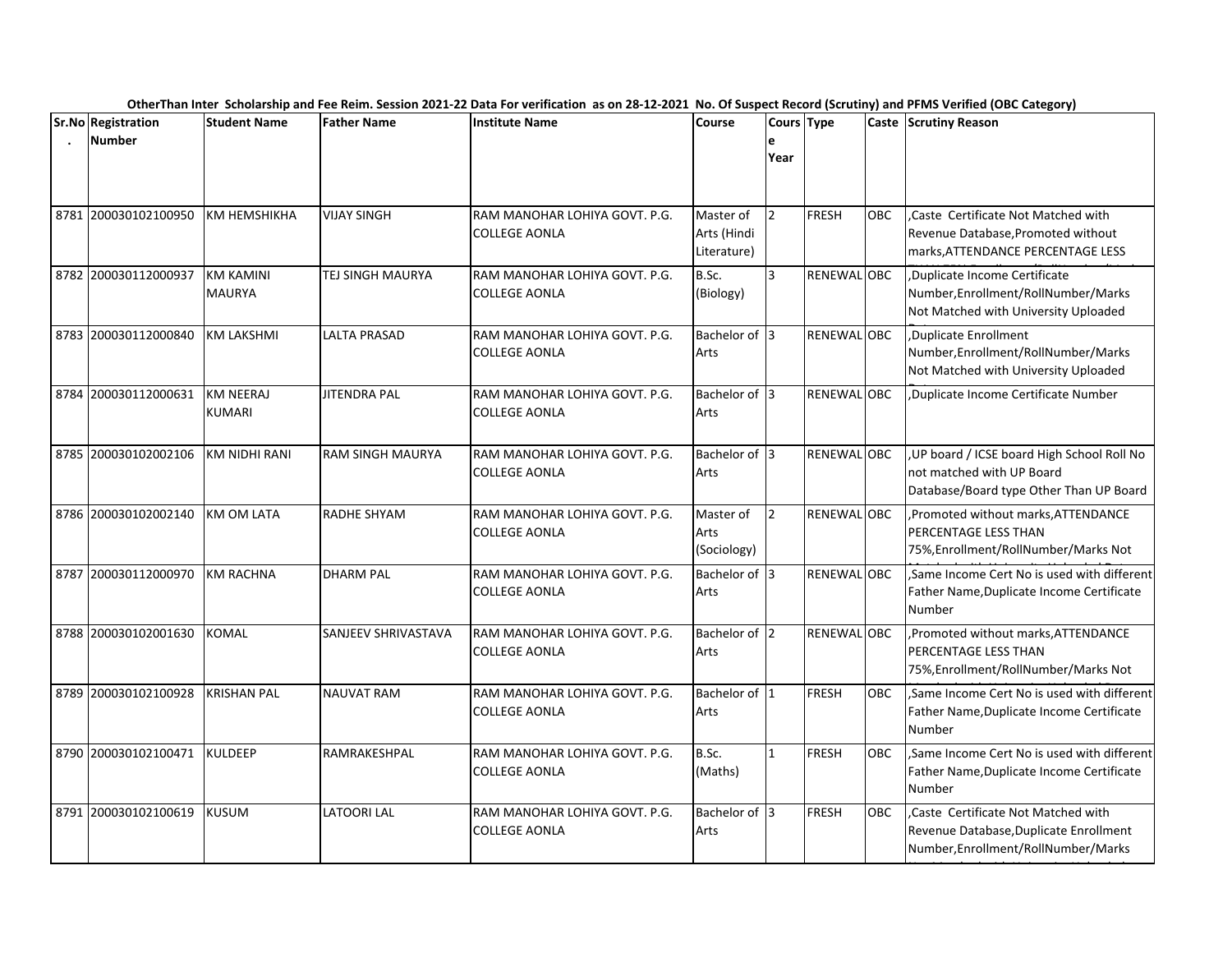OtherThan Inter Scholarship and Fee Reim. Session 2021-22 Data For verification as on 28-12-2021 No. Of Suspect Record (Scrutiny) and PFMS Verified (OBC Category)

| Sr.No. | Registration Number | Student Name | Father Name | Institute Name | Course | Course Year | Type | Caste | Scrutiny Reason |
|---|---|---|---|---|---|---|---|---|---|
| 8781 | 200030102100950 | KM HEMSHIKHA | VIJAY SINGH | RAM MANOHAR LOHIYA GOVT. P.G. COLLEGE AONLA | Master of Arts (Hindi Literature) | 2 | FRESH | OBC | ,Caste Certificate Not Matched with Revenue Database,Promoted without marks,ATTENDANCE PERCENTAGE LESS |
| 8782 | 200030112000937 | KM KAMINI MAURYA | TEJ SINGH MAURYA | RAM MANOHAR LOHIYA GOVT. P.G. COLLEGE AONLA | B.Sc. (Biology) | 3 | RENEWAL | OBC | ,Duplicate Income Certificate Number,Enrollment/RollNumber/Marks Not Matched with University Uploaded |
| 8783 | 200030112000840 | KM LAKSHMI | LALTA PRASAD | RAM MANOHAR LOHIYA GOVT. P.G. COLLEGE AONLA | Bachelor of Arts | 3 | RENEWAL | OBC | ,Duplicate Enrollment Number,Enrollment/RollNumber/Marks Not Matched with University Uploaded |
| 8784 | 200030112000631 | KM NEERAJ KUMARI | JITENDRA PAL | RAM MANOHAR LOHIYA GOVT. P.G. COLLEGE AONLA | Bachelor of Arts | 3 | RENEWAL | OBC | ,Duplicate Income Certificate Number |
| 8785 | 200030102002106 | KM NIDHI RANI | RAM SINGH MAURYA | RAM MANOHAR LOHIYA GOVT. P.G. COLLEGE AONLA | Bachelor of Arts | 3 | RENEWAL | OBC | ,UP board / ICSE board High School Roll No not matched with UP Board Database/Board type Other Than UP Board |
| 8786 | 200030102002140 | KM OM LATA | RADHE SHYAM | RAM MANOHAR LOHIYA GOVT. P.G. COLLEGE AONLA | Master of Arts (Sociology) | 2 | RENEWAL | OBC | ,Promoted without marks,ATTENDANCE PERCENTAGE LESS THAN 75%,Enrollment/RollNumber/Marks Not |
| 8787 | 200030112000970 | KM RACHNA | DHARM PAL | RAM MANOHAR LOHIYA GOVT. P.G. COLLEGE AONLA | Bachelor of Arts | 3 | RENEWAL | OBC | ,Same Income Cert No is used with different Father Name,Duplicate Income Certificate Number |
| 8788 | 200030102001630 | KOMAL | SANJEEV SHRIVASTAVA | RAM MANOHAR LOHIYA GOVT. P.G. COLLEGE AONLA | Bachelor of Arts | 2 | RENEWAL | OBC | ,Promoted without marks,ATTENDANCE PERCENTAGE LESS THAN 75%,Enrollment/RollNumber/Marks Not |
| 8789 | 200030102100928 | KRISHAN PAL | NAUVAT RAM | RAM MANOHAR LOHIYA GOVT. P.G. COLLEGE AONLA | Bachelor of Arts | 1 | FRESH | OBC | ,Same Income Cert No is used with different Father Name,Duplicate Income Certificate Number |
| 8790 | 200030102100471 | KULDEEP | RAMRAKESHPAL | RAM MANOHAR LOHIYA GOVT. P.G. COLLEGE AONLA | B.Sc. (Maths) | 1 | FRESH | OBC | ,Same Income Cert No is used with different Father Name,Duplicate Income Certificate Number |
| 8791 | 200030102100619 | KUSUM | LATOORI LAL | RAM MANOHAR LOHIYA GOVT. P.G. COLLEGE AONLA | Bachelor of Arts | 3 | FRESH | OBC | ,Caste Certificate Not Matched with Revenue Database,Duplicate Enrollment Number,Enrollment/RollNumber/Marks |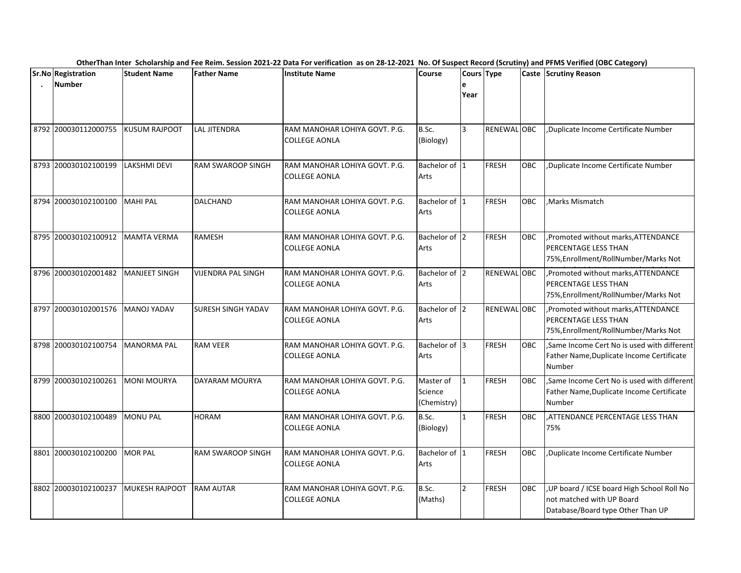OtherThan Inter Scholarship and Fee Reim. Session 2021-22 Data For verification as on 28-12-2021 No. Of Suspect Record (Scrutiny) and PFMS Verified (OBC Category)

| Sr.No. | Registration Number | Student Name | Father Name | Institute Name | Course | Course Year | Type | Caste | Scrutiny Reason |
|---|---|---|---|---|---|---|---|---|---|
| 8792 | 200030112000755 | KUSUM RAJPOOT | LAL JITENDRA | RAM MANOHAR LOHIYA GOVT. P.G. COLLEGE AONLA | B.Sc. (Biology) | 3 | RENEWAL | OBC | ,Duplicate Income Certificate Number |
| 8793 | 200030102100199 | LAKSHMI DEVI | RAM SWAROOP SINGH | RAM MANOHAR LOHIYA GOVT. P.G. COLLEGE AONLA | Bachelor of Arts | 1 | FRESH | OBC | ,Duplicate Income Certificate Number |
| 8794 | 200030102100100 | MAHI PAL | DALCHAND | RAM MANOHAR LOHIYA GOVT. P.G. COLLEGE AONLA | Bachelor of Arts | 1 | FRESH | OBC | ,Marks Mismatch |
| 8795 | 200030102100912 | MAMTA VERMA | RAMESH | RAM MANOHAR LOHIYA GOVT. P.G. COLLEGE AONLA | Bachelor of Arts | 2 | FRESH | OBC | ,Promoted without marks,ATTENDANCE PERCENTAGE LESS THAN 75%,Enrollment/RollNumber/Marks Not |
| 8796 | 200030102001482 | MANJEET SINGH | VIJENDRA PAL SINGH | RAM MANOHAR LOHIYA GOVT. P.G. COLLEGE AONLA | Bachelor of Arts | 2 | RENEWAL | OBC | ,Promoted without marks,ATTENDANCE PERCENTAGE LESS THAN 75%,Enrollment/RollNumber/Marks Not |
| 8797 | 200030102001576 | MANOJ YADAV | SURESH SINGH YADAV | RAM MANOHAR LOHIYA GOVT. P.G. COLLEGE AONLA | Bachelor of Arts | 2 | RENEWAL | OBC | ,Promoted without marks,ATTENDANCE PERCENTAGE LESS THAN 75%,Enrollment/RollNumber/Marks Not |
| 8798 | 200030102100754 | MANORMA PAL | RAM VEER | RAM MANOHAR LOHIYA GOVT. P.G. COLLEGE AONLA | Bachelor of Arts | 3 | FRESH | OBC | ,Same Income Cert No is used with different Father Name,Duplicate Income Certificate Number |
| 8799 | 200030102100261 | MONI MOURYA | DAYARAM MOURYA | RAM MANOHAR LOHIYA GOVT. P.G. COLLEGE AONLA | Master of Science (Chemistry) | 1 | FRESH | OBC | ,Same Income Cert No is used with different Father Name,Duplicate Income Certificate Number |
| 8800 | 200030102100489 | MONU PAL | HORAM | RAM MANOHAR LOHIYA GOVT. P.G. COLLEGE AONLA | B.Sc. (Biology) | 1 | FRESH | OBC | ,ATTENDANCE PERCENTAGE LESS THAN 75% |
| 8801 | 200030102100200 | MOR PAL | RAM SWAROOP SINGH | RAM MANOHAR LOHIYA GOVT. P.G. COLLEGE AONLA | Bachelor of Arts | 1 | FRESH | OBC | ,Duplicate Income Certificate Number |
| 8802 | 200030102100237 | MUKESH RAJPOOT | RAM AUTAR | RAM MANOHAR LOHIYA GOVT. P.G. COLLEGE AONLA | B.Sc. (Maths) | 2 | FRESH | OBC | ,UP board / ICSE board High School Roll No not matched with UP Board Database/Board type Other Than UP |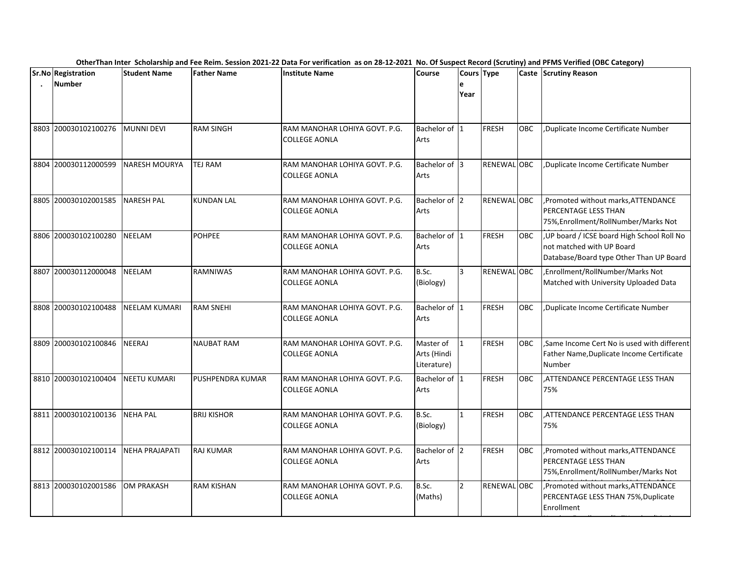**OtherThan Inter Scholarship and Fee Reim. Session 2021-22 Data For verification as on 28-12-2021 No. Of Suspect Record (Scrutiny) and PFMS Verified (OBC Category)**

| Sr.No. | Registration Number | Student Name | Father Name | Institute Name | Course | Course Year | Type | Caste | Scrutiny Reason |
|---|---|---|---|---|---|---|---|---|---|
| 8803 | 200030102100276 | MUNNI DEVI | RAM SINGH | RAM MANOHAR LOHIYA GOVT. P.G. COLLEGE AONLA | Bachelor of Arts | 1 | FRESH | OBC | ,Duplicate Income Certificate Number |
| 8804 | 200030112000599 | NARESH MOURYA | TEJ RAM | RAM MANOHAR LOHIYA GOVT. P.G. COLLEGE AONLA | Bachelor of Arts | 3 | RENEWAL | OBC | ,Duplicate Income Certificate Number |
| 8805 | 200030102001585 | NARESH PAL | KUNDAN LAL | RAM MANOHAR LOHIYA GOVT. P.G. COLLEGE AONLA | Bachelor of Arts | 2 | RENEWAL | OBC | ,Promoted without marks,ATTENDANCE PERCENTAGE LESS THAN 75%,Enrollment/RollNumber/Marks Not |
| 8806 | 200030102100280 | NEELAM | POHPEE | RAM MANOHAR LOHIYA GOVT. P.G. COLLEGE AONLA | Bachelor of Arts | 1 | FRESH | OBC | ,UP board / ICSE board High School Roll No not matched with UP Board Database/Board type Other Than UP Board |
| 8807 | 200030112000048 | NEELAM | RAMNIWAS | RAM MANOHAR LOHIYA GOVT. P.G. COLLEGE AONLA | B.Sc. (Biology) | 3 | RENEWAL | OBC | ,Enrollment/RollNumber/Marks Not Matched with University Uploaded Data |
| 8808 | 200030102100488 | NEELAM KUMARI | RAM SNEHI | RAM MANOHAR LOHIYA GOVT. P.G. COLLEGE AONLA | Bachelor of Arts | 1 | FRESH | OBC | ,Duplicate Income Certificate Number |
| 8809 | 200030102100846 | NEERAJ | NAUBAT RAM | RAM MANOHAR LOHIYA GOVT. P.G. COLLEGE AONLA | Master of Arts (Hindi Literature) | 1 | FRESH | OBC | ,Same Income Cert No is used with different Father Name,Duplicate Income Certificate Number |
| 8810 | 200030102100404 | NEETU KUMARI | PUSHPENDRA KUMAR | RAM MANOHAR LOHIYA GOVT. P.G. COLLEGE AONLA | Bachelor of Arts | 1 | FRESH | OBC | ,ATTENDANCE PERCENTAGE LESS THAN 75% |
| 8811 | 200030102100136 | NEHA PAL | BRIJ KISHOR | RAM MANOHAR LOHIYA GOVT. P.G. COLLEGE AONLA | B.Sc. (Biology) | 1 | FRESH | OBC | ,ATTENDANCE PERCENTAGE LESS THAN 75% |
| 8812 | 200030102100114 | NEHA PRAJAPATI | RAJ KUMAR | RAM MANOHAR LOHIYA GOVT. P.G. COLLEGE AONLA | Bachelor of Arts | 2 | FRESH | OBC | ,Promoted without marks,ATTENDANCE PERCENTAGE LESS THAN 75%,Enrollment/RollNumber/Marks Not |
| 8813 | 200030102001586 | OM PRAKASH | RAM KISHAN | RAM MANOHAR LOHIYA GOVT. P.G. COLLEGE AONLA | B.Sc. (Maths) | 2 | RENEWAL | OBC | ,Promoted without marks,ATTENDANCE PERCENTAGE LESS THAN 75%,Duplicate Enrollment |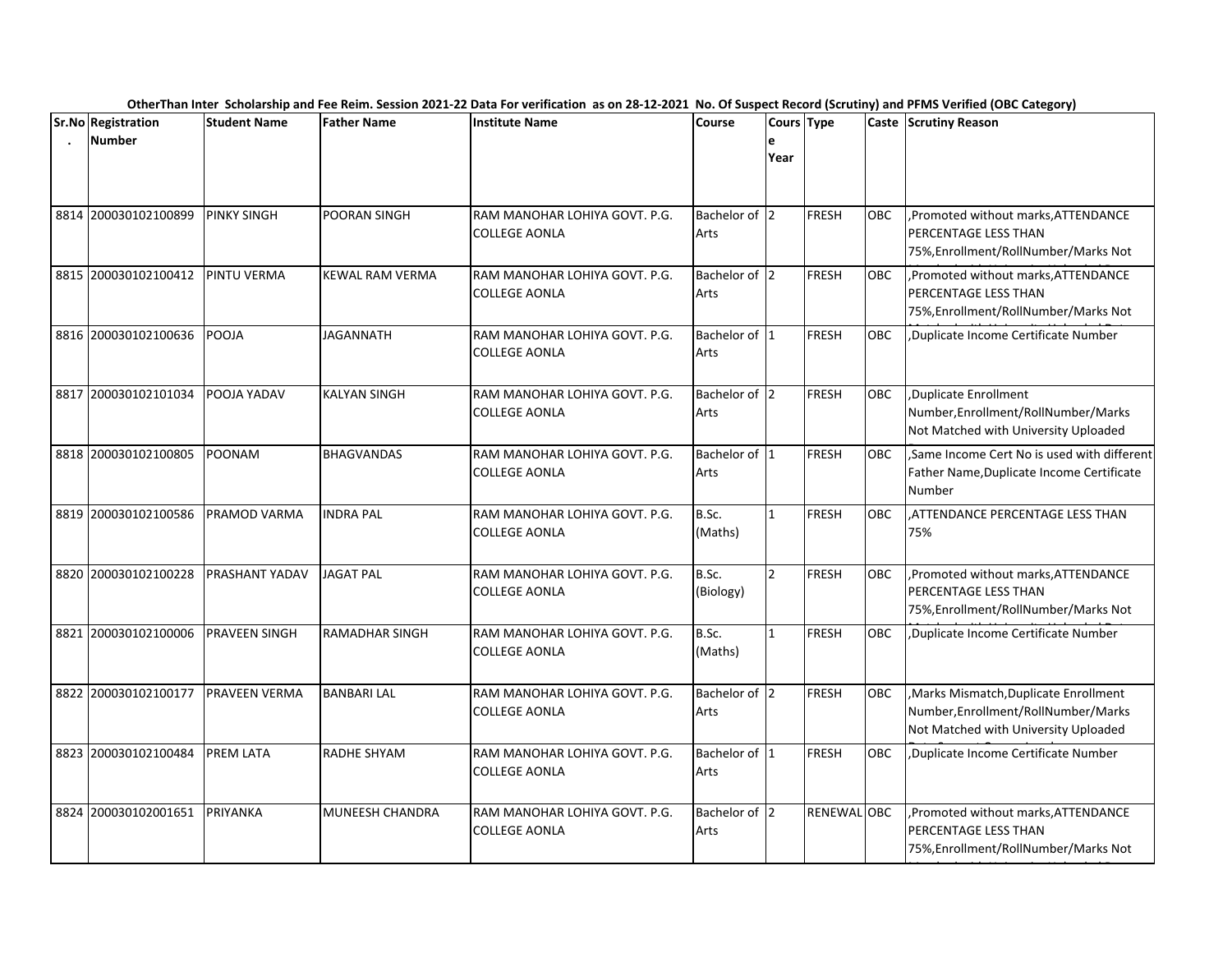**OtherThan Inter Scholarship and Fee Reim. Session 2021-22 Data For verification as on 28-12-2021 No. Of Suspect Record (Scrutiny) and PFMS Verified (OBC Category)**

| Sr.No. | Registration Number | Student Name | Father Name | Institute Name | Course | Course Year | Type | Caste | Scrutiny Reason |
|---|---|---|---|---|---|---|---|---|---|
| 8814 | 200030102100899 | PINKY SINGH | POORAN SINGH | RAM MANOHAR LOHIYA GOVT. P.G. COLLEGE AONLA | Bachelor of Arts | 2 | FRESH | OBC | ,Promoted without marks,ATTENDANCE PERCENTAGE LESS THAN 75%,Enrollment/RollNumber/Marks Not |
| 8815 | 200030102100412 | PINTU VERMA | KEWAL RAM VERMA | RAM MANOHAR LOHIYA GOVT. P.G. COLLEGE AONLA | Bachelor of Arts | 2 | FRESH | OBC | ,Promoted without marks,ATTENDANCE PERCENTAGE LESS THAN 75%,Enrollment/RollNumber/Marks Not |
| 8816 | 200030102100636 | POOJA | JAGANNATH | RAM MANOHAR LOHIYA GOVT. P.G. COLLEGE AONLA | Bachelor of Arts | 1 | FRESH | OBC | ,Duplicate Income Certificate Number |
| 8817 | 200030102101034 | POOJA YADAV | KALYAN SINGH | RAM MANOHAR LOHIYA GOVT. P.G. COLLEGE AONLA | Bachelor of Arts | 2 | FRESH | OBC | ,Duplicate Enrollment Number,Enrollment/RollNumber/Marks Not Matched with University Uploaded |
| 8818 | 200030102100805 | POONAM | BHAGVANDAS | RAM MANOHAR LOHIYA GOVT. P.G. COLLEGE AONLA | Bachelor of Arts | 1 | FRESH | OBC | ,Same Income Cert No is used with different Father Name,Duplicate Income Certificate Number |
| 8819 | 200030102100586 | PRAMOD VARMA | INDRA PAL | RAM MANOHAR LOHIYA GOVT. P.G. COLLEGE AONLA | B.Sc. (Maths) | 1 | FRESH | OBC | ,ATTENDANCE PERCENTAGE LESS THAN 75% |
| 8820 | 200030102100228 | PRASHANT YADAV | JAGAT PAL | RAM MANOHAR LOHIYA GOVT. P.G. COLLEGE AONLA | B.Sc. (Biology) | 2 | FRESH | OBC | ,Promoted without marks,ATTENDANCE PERCENTAGE LESS THAN 75%,Enrollment/RollNumber/Marks Not |
| 8821 | 200030102100006 | PRAVEEN SINGH | RAMADHAR SINGH | RAM MANOHAR LOHIYA GOVT. P.G. COLLEGE AONLA | B.Sc. (Maths) | 1 | FRESH | OBC | ,Duplicate Income Certificate Number |
| 8822 | 200030102100177 | PRAVEEN VERMA | BANBARI LAL | RAM MANOHAR LOHIYA GOVT. P.G. COLLEGE AONLA | Bachelor of Arts | 2 | FRESH | OBC | ,Marks Mismatch,Duplicate Enrollment Number,Enrollment/RollNumber/Marks Not Matched with University Uploaded |
| 8823 | 200030102100484 | PREM LATA | RADHE SHYAM | RAM MANOHAR LOHIYA GOVT. P.G. COLLEGE AONLA | Bachelor of Arts | 1 | FRESH | OBC | ,Duplicate Income Certificate Number |
| 8824 | 200030102001651 | PRIYANKA | MUNEESH CHANDRA | RAM MANOHAR LOHIYA GOVT. P.G. COLLEGE AONLA | Bachelor of Arts | 2 | RENEWAL | OBC | ,Promoted without marks,ATTENDANCE PERCENTAGE LESS THAN 75%,Enrollment/RollNumber/Marks Not |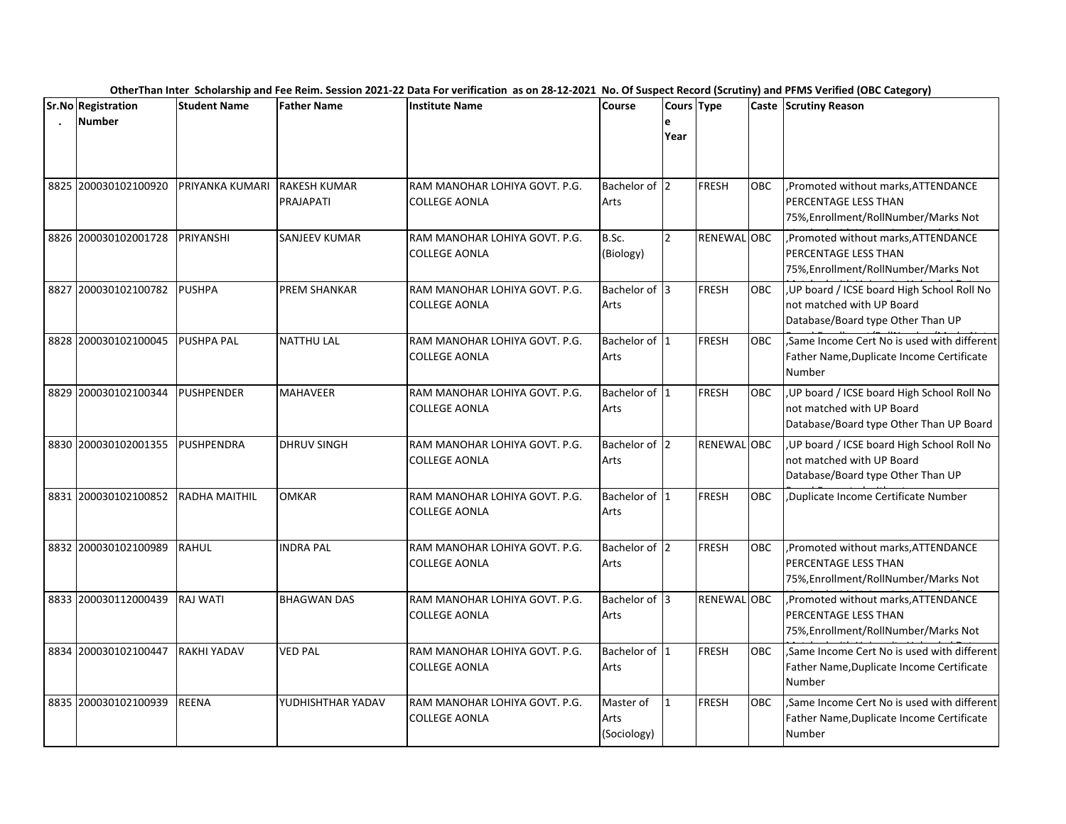OtherThan Inter Scholarship and Fee Reim. Session 2021-22 Data For verification as on 28-12-2021 No. Of Suspect Record (Scrutiny) and PFMS Verified (OBC Category)

| Sr.No. | Registration Number | Student Name | Father Name | Institute Name | Course | Course Year | Type | Caste | Scrutiny Reason |
|---|---|---|---|---|---|---|---|---|---|
| 8825 | 200030102100920 | PRIYANKA KUMARI | RAKESH KUMAR PRAJAPATI | RAM MANOHAR LOHIYA GOVT. P.G. COLLEGE AONLA | Bachelor of Arts | 2 | FRESH | OBC | ,Promoted without marks,ATTENDANCE PERCENTAGE LESS THAN 75%,Enrollment/RollNumber/Marks Not |
| 8826 | 200030102001728 | PRIYANSHI | SANJEEV KUMAR | RAM MANOHAR LOHIYA GOVT. P.G. COLLEGE AONLA | B.Sc. (Biology) | 2 | RENEWAL | OBC | ,Promoted without marks,ATTENDANCE PERCENTAGE LESS THAN 75%,Enrollment/RollNumber/Marks Not |
| 8827 | 200030102100782 | PUSHPA | PREM SHANKAR | RAM MANOHAR LOHIYA GOVT. P.G. COLLEGE AONLA | Bachelor of Arts | 3 | FRESH | OBC | ,UP board / ICSE board High School Roll No not matched with UP Board Database/Board type Other Than UP |
| 8828 | 200030102100045 | PUSHPA PAL | NATTHU LAL | RAM MANOHAR LOHIYA GOVT. P.G. COLLEGE AONLA | Bachelor of Arts | 1 | FRESH | OBC | ,Same Income Cert No is used with different Father Name,Duplicate Income Certificate Number |
| 8829 | 200030102100344 | PUSHPENDER | MAHAVEER | RAM MANOHAR LOHIYA GOVT. P.G. COLLEGE AONLA | Bachelor of Arts | 1 | FRESH | OBC | ,UP board / ICSE board High School Roll No not matched with UP Board Database/Board type Other Than UP Board |
| 8830 | 200030102001355 | PUSHPENDRA | DHRUV SINGH | RAM MANOHAR LOHIYA GOVT. P.G. COLLEGE AONLA | Bachelor of Arts | 2 | RENEWAL | OBC | ,UP board / ICSE board High School Roll No not matched with UP Board Database/Board type Other Than UP |
| 8831 | 200030102100852 | RADHA MAITHIL | OMKAR | RAM MANOHAR LOHIYA GOVT. P.G. COLLEGE AONLA | Bachelor of Arts | 1 | FRESH | OBC | ,Duplicate Income Certificate Number |
| 8832 | 200030102100989 | RAHUL | INDRA PAL | RAM MANOHAR LOHIYA GOVT. P.G. COLLEGE AONLA | Bachelor of Arts | 2 | FRESH | OBC | ,Promoted without marks,ATTENDANCE PERCENTAGE LESS THAN 75%,Enrollment/RollNumber/Marks Not |
| 8833 | 200030112000439 | RAJ WATI | BHAGWAN DAS | RAM MANOHAR LOHIYA GOVT. P.G. COLLEGE AONLA | Bachelor of Arts | 3 | RENEWAL | OBC | ,Promoted without marks,ATTENDANCE PERCENTAGE LESS THAN 75%,Enrollment/RollNumber/Marks Not |
| 8834 | 200030102100447 | RAKHI YADAV | VED PAL | RAM MANOHAR LOHIYA GOVT. P.G. COLLEGE AONLA | Bachelor of Arts | 1 | FRESH | OBC | ,Same Income Cert No is used with different Father Name,Duplicate Income Certificate Number |
| 8835 | 200030102100939 | REENA | YUDHISHTHAR YADAV | RAM MANOHAR LOHIYA GOVT. P.G. COLLEGE AONLA | Master of Arts (Sociology) | 1 | FRESH | OBC | ,Same Income Cert No is used with different Father Name,Duplicate Income Certificate Number |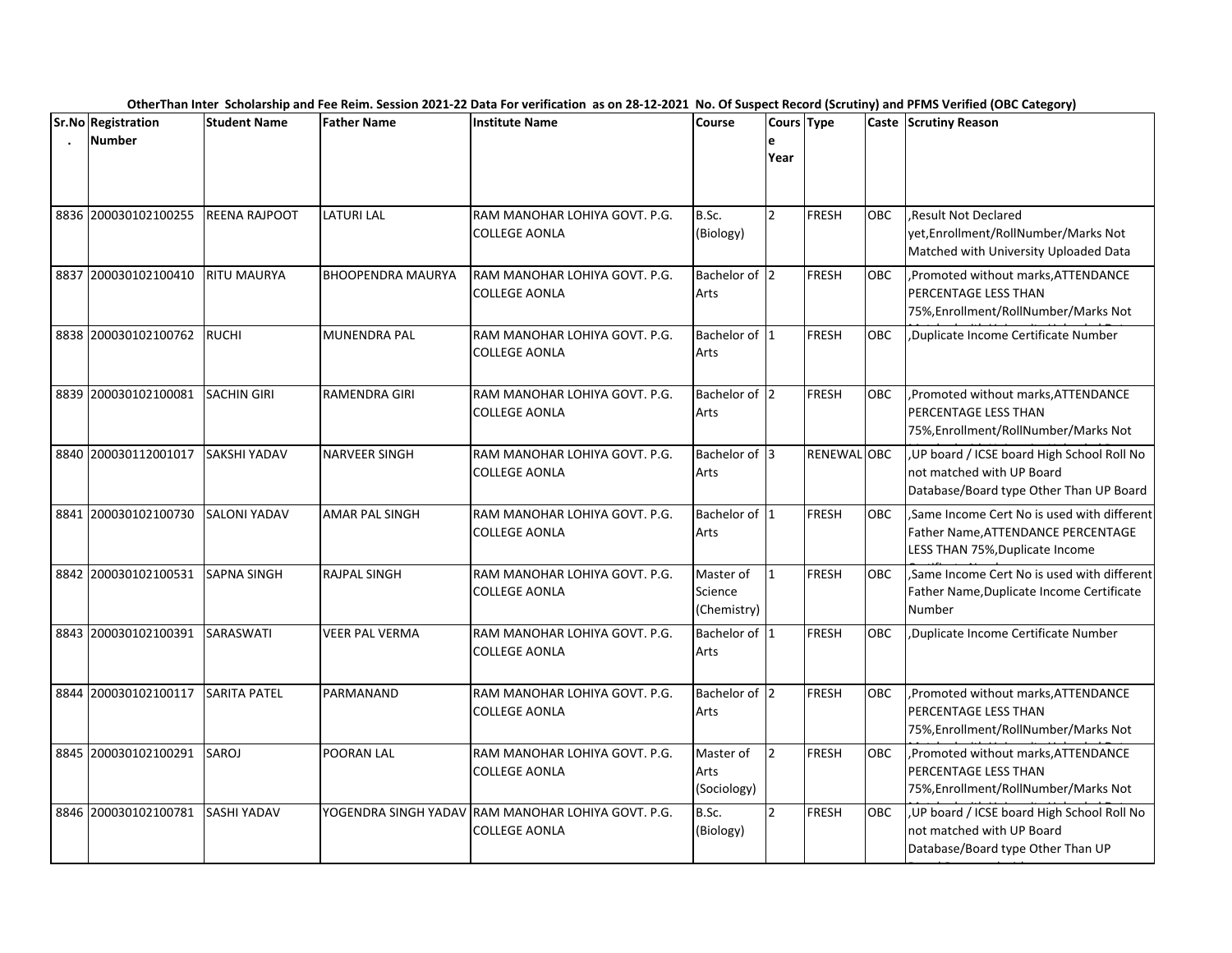OtherThan Inter Scholarship and Fee Reim. Session 2021-22 Data For verification as on 28-12-2021 No. Of Suspect Record (Scrutiny) and PFMS Verified (OBC Category)

| Sr.No. | Registration Number | Student Name | Father Name | Institute Name | Course | Course Year | Type | Caste | Scrutiny Reason |
|---|---|---|---|---|---|---|---|---|---|
| 8836 | 200030102100255 | REENA RAJPOOT | LATURI LAL | RAM MANOHAR LOHIYA GOVT. P.G. COLLEGE AONLA | B.Sc. (Biology) | 2 | FRESH | OBC | ,Result Not Declared yet,Enrollment/RollNumber/Marks Not Matched with University Uploaded Data |
| 8837 | 200030102100410 | RITU MAURYA | BHOOPENDRA MAURYA | RAM MANOHAR LOHIYA GOVT. P.G. COLLEGE AONLA | Bachelor of Arts | 2 | FRESH | OBC | ,Promoted without marks,ATTENDANCE PERCENTAGE LESS THAN 75%,Enrollment/RollNumber/Marks Not |
| 8838 | 200030102100762 | RUCHI | MUNENDRA PAL | RAM MANOHAR LOHIYA GOVT. P.G. COLLEGE AONLA | Bachelor of Arts | 1 | FRESH | OBC | ,Duplicate Income Certificate Number |
| 8839 | 200030102100081 | SACHIN GIRI | RAMENDRA GIRI | RAM MANOHAR LOHIYA GOVT. P.G. COLLEGE AONLA | Bachelor of Arts | 2 | FRESH | OBC | ,Promoted without marks,ATTENDANCE PERCENTAGE LESS THAN 75%,Enrollment/RollNumber/Marks Not |
| 8840 | 200030112001017 | SAKSHI YADAV | NARVEER SINGH | RAM MANOHAR LOHIYA GOVT. P.G. COLLEGE AONLA | Bachelor of Arts | 3 | RENEWAL | OBC | ,UP board / ICSE board High School Roll No not matched with UP Board Database/Board type Other Than UP Board |
| 8841 | 200030102100730 | SALONI YADAV | AMAR PAL SINGH | RAM MANOHAR LOHIYA GOVT. P.G. COLLEGE AONLA | Bachelor of Arts | 1 | FRESH | OBC | ,Same Income Cert No is used with different Father Name,ATTENDANCE PERCENTAGE LESS THAN 75%,Duplicate Income |
| 8842 | 200030102100531 | SAPNA SINGH | RAJPAL SINGH | RAM MANOHAR LOHIYA GOVT. P.G. COLLEGE AONLA | Master of Science (Chemistry) | 1 | FRESH | OBC | ,Same Income Cert No is used with different Father Name,Duplicate Income Certificate Number |
| 8843 | 200030102100391 | SARASWATI | VEER PAL VERMA | RAM MANOHAR LOHIYA GOVT. P.G. COLLEGE AONLA | Bachelor of Arts | 1 | FRESH | OBC | ,Duplicate Income Certificate Number |
| 8844 | 200030102100117 | SARITA PATEL | PARMANAND | RAM MANOHAR LOHIYA GOVT. P.G. COLLEGE AONLA | Bachelor of Arts | 2 | FRESH | OBC | ,Promoted without marks,ATTENDANCE PERCENTAGE LESS THAN 75%,Enrollment/RollNumber/Marks Not |
| 8845 | 200030102100291 | SAROJ | POORAN LAL | RAM MANOHAR LOHIYA GOVT. P.G. COLLEGE AONLA | Master of Arts (Sociology) | 2 | FRESH | OBC | ,Promoted without marks,ATTENDANCE PERCENTAGE LESS THAN 75%,Enrollment/RollNumber/Marks Not |
| 8846 | 200030102100781 | SASHI YADAV | YOGENDRA SINGH YADAV | RAM MANOHAR LOHIYA GOVT. P.G. COLLEGE AONLA | B.Sc. (Biology) | 2 | FRESH | OBC | ,UP board / ICSE board High School Roll No not matched with UP Board Database/Board type Other Than UP |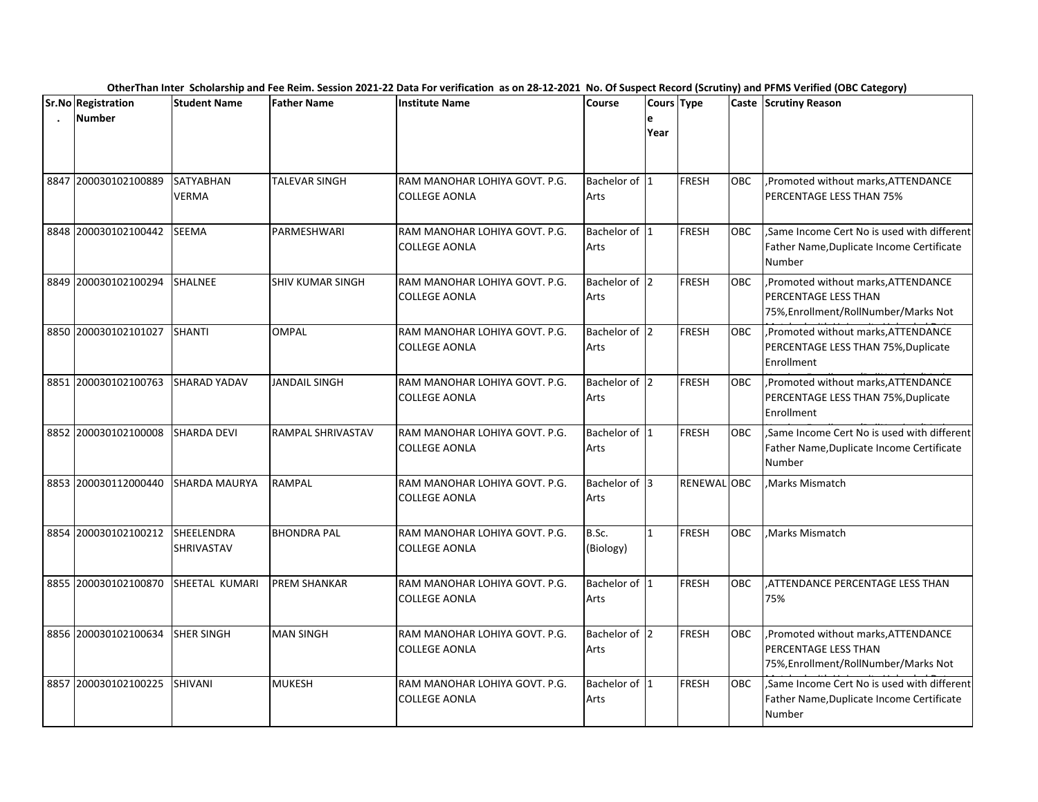OtherThan Inter Scholarship and Fee Reim. Session 2021-22 Data For verification as on 28-12-2021 No. Of Suspect Record (Scrutiny) and PFMS Verified (OBC Category)

| Sr.No. | Registration Number | Student Name | Father Name | Institute Name | Course | Course Year | Type | Caste | Scrutiny Reason |
|---|---|---|---|---|---|---|---|---|---|
| 8847 | 200030102100889 | SATYABHAN VERMA | TALEVAR SINGH | RAM MANOHAR LOHIYA GOVT. P.G. COLLEGE AONLA | Bachelor of Arts | 1 | FRESH | OBC | ,Promoted without marks,ATTENDANCE PERCENTAGE LESS THAN 75% |
| 8848 | 200030102100442 | SEEMA | PARMESHWARI | RAM MANOHAR LOHIYA GOVT. P.G. COLLEGE AONLA | Bachelor of Arts | 1 | FRESH | OBC | ,Same Income Cert No is used with different Father Name,Duplicate Income Certificate Number |
| 8849 | 200030102100294 | SHALNEE | SHIV KUMAR SINGH | RAM MANOHAR LOHIYA GOVT. P.G. COLLEGE AONLA | Bachelor of Arts | 2 | FRESH | OBC | ,Promoted without marks,ATTENDANCE PERCENTAGE LESS THAN 75%,Enrollment/RollNumber/Marks Not |
| 8850 | 200030102101027 | SHANTI | OMPAL | RAM MANOHAR LOHIYA GOVT. P.G. COLLEGE AONLA | Bachelor of Arts | 2 | FRESH | OBC | ,Promoted without marks,ATTENDANCE PERCENTAGE LESS THAN 75%,Duplicate Enrollment |
| 8851 | 200030102100763 | SHARAD YADAV | JANDAIL SINGH | RAM MANOHAR LOHIYA GOVT. P.G. COLLEGE AONLA | Bachelor of Arts | 2 | FRESH | OBC | ,Promoted without marks,ATTENDANCE PERCENTAGE LESS THAN 75%,Duplicate Enrollment |
| 8852 | 200030102100008 | SHARDA DEVI | RAMPAL SHRIVASTAV | RAM MANOHAR LOHIYA GOVT. P.G. COLLEGE AONLA | Bachelor of Arts | 1 | FRESH | OBC | ,Same Income Cert No is used with different Father Name,Duplicate Income Certificate Number |
| 8853 | 200030112000440 | SHARDA MAURYA | RAMPAL | RAM MANOHAR LOHIYA GOVT. P.G. COLLEGE AONLA | Bachelor of Arts | 3 | RENEWAL | OBC | ,Marks Mismatch |
| 8854 | 200030102100212 | SHEELENDRA SHRIVASTAV | BHONDRA PAL | RAM MANOHAR LOHIYA GOVT. P.G. COLLEGE AONLA | B.Sc. (Biology) | 1 | FRESH | OBC | ,Marks Mismatch |
| 8855 | 200030102100870 | SHEETAL KUMARI | PREM SHANKAR | RAM MANOHAR LOHIYA GOVT. P.G. COLLEGE AONLA | Bachelor of Arts | 1 | FRESH | OBC | ,ATTENDANCE PERCENTAGE LESS THAN 75% |
| 8856 | 200030102100634 | SHER SINGH | MAN SINGH | RAM MANOHAR LOHIYA GOVT. P.G. COLLEGE AONLA | Bachelor of Arts | 2 | FRESH | OBC | ,Promoted without marks,ATTENDANCE PERCENTAGE LESS THAN 75%,Enrollment/RollNumber/Marks Not |
| 8857 | 200030102100225 | SHIVANI | MUKESH | RAM MANOHAR LOHIYA GOVT. P.G. COLLEGE AONLA | Bachelor of Arts | 1 | FRESH | OBC | ,Same Income Cert No is used with different Father Name,Duplicate Income Certificate Number |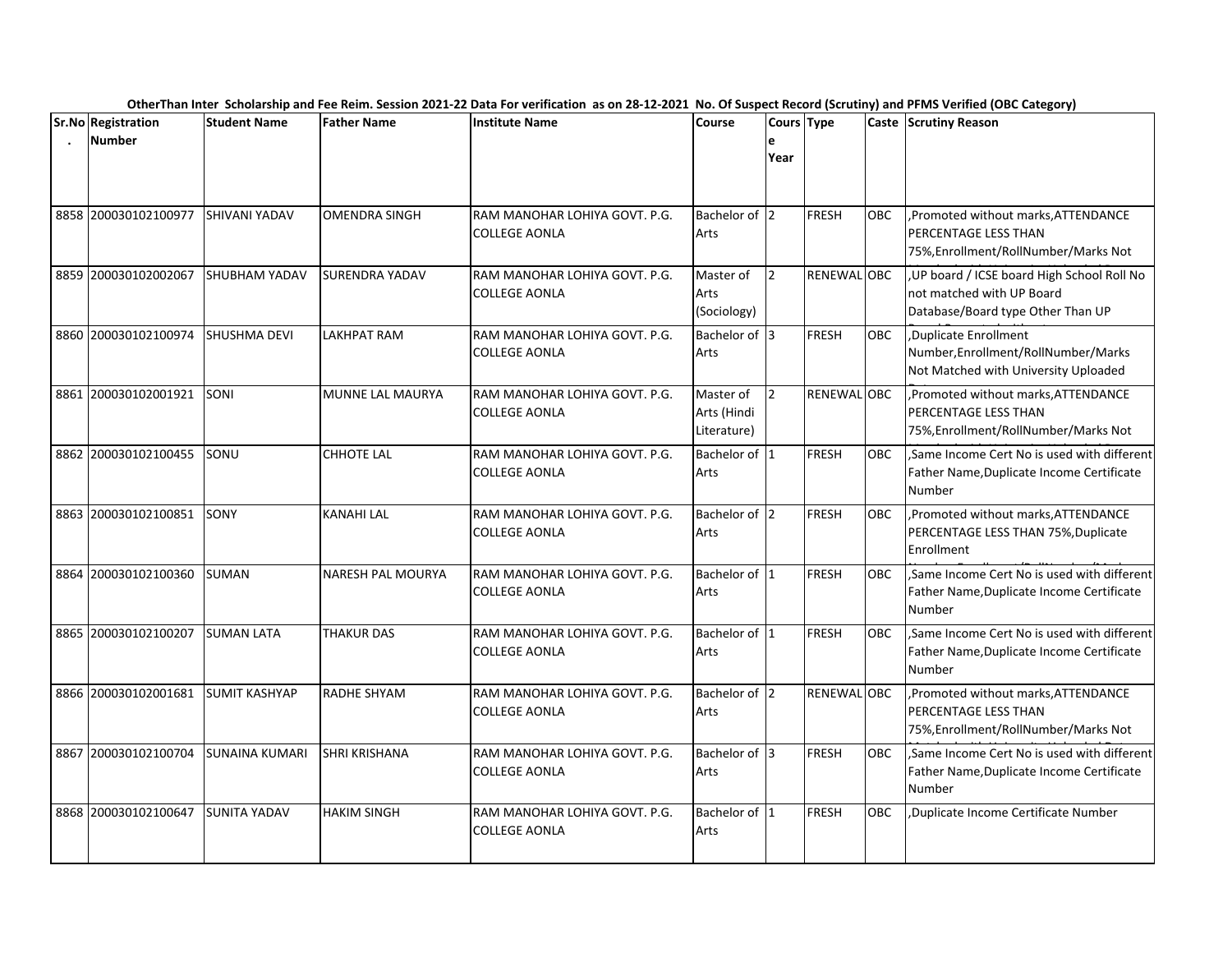**OtherThan Inter Scholarship and Fee Reim. Session 2021-22 Data For verification as on 28-12-2021 No. Of Suspect Record (Scrutiny) and PFMS Verified (OBC Category)**

| Sr.No. | Registration Number | Student Name | Father Name | Institute Name | Course | Course Year | Type | Caste | Scrutiny Reason |
|---|---|---|---|---|---|---|---|---|---|
| 8858 | 200030102100977 | SHIVANI YADAV | OMENDRA SINGH | RAM MANOHAR LOHIYA GOVT. P.G. COLLEGE AONLA | Bachelor of Arts | 2 | FRESH | OBC | ,Promoted without marks,ATTENDANCE PERCENTAGE LESS THAN 75%,Enrollment/RollNumber/Marks Not |
| 8859 | 200030102002067 | SHUBHAM YADAV | SURENDRA YADAV | RAM MANOHAR LOHIYA GOVT. P.G. COLLEGE AONLA | Master of Arts (Sociology) | 2 | RENEWAL | OBC | ,UP board / ICSE board High School Roll No not matched with UP Board Database/Board type Other Than UP |
| 8860 | 200030102100974 | SHUSHMA DEVI | LAKHPAT RAM | RAM MANOHAR LOHIYA GOVT. P.G. COLLEGE AONLA | Bachelor of Arts | 3 | FRESH | OBC | ,Duplicate Enrollment Number,Enrollment/RollNumber/Marks Not Matched with University Uploaded |
| 8861 | 200030102001921 | SONI | MUNNE LAL MAURYA | RAM MANOHAR LOHIYA GOVT. P.G. COLLEGE AONLA | Master of Arts (Hindi Literature) | 2 | RENEWAL | OBC | ,Promoted without marks,ATTENDANCE PERCENTAGE LESS THAN 75%,Enrollment/RollNumber/Marks Not |
| 8862 | 200030102100455 | SONU | CHHOTE LAL | RAM MANOHAR LOHIYA GOVT. P.G. COLLEGE AONLA | Bachelor of Arts | 1 | FRESH | OBC | ,Same Income Cert No is used with different Father Name,Duplicate Income Certificate Number |
| 8863 | 200030102100851 | SONY | KANAHI LAL | RAM MANOHAR LOHIYA GOVT. P.G. COLLEGE AONLA | Bachelor of Arts | 2 | FRESH | OBC | ,Promoted without marks,ATTENDANCE PERCENTAGE LESS THAN 75%,Duplicate Enrollment |
| 8864 | 200030102100360 | SUMAN | NARESH PAL MOURYA | RAM MANOHAR LOHIYA GOVT. P.G. COLLEGE AONLA | Bachelor of Arts | 1 | FRESH | OBC | ,Same Income Cert No is used with different Father Name,Duplicate Income Certificate Number |
| 8865 | 200030102100207 | SUMAN LATA | THAKUR DAS | RAM MANOHAR LOHIYA GOVT. P.G. COLLEGE AONLA | Bachelor of Arts | 1 | FRESH | OBC | ,Same Income Cert No is used with different Father Name,Duplicate Income Certificate Number |
| 8866 | 200030102001681 | SUMIT KASHYAP | RADHE SHYAM | RAM MANOHAR LOHIYA GOVT. P.G. COLLEGE AONLA | Bachelor of Arts | 2 | RENEWAL | OBC | ,Promoted without marks,ATTENDANCE PERCENTAGE LESS THAN 75%,Enrollment/RollNumber/Marks Not |
| 8867 | 200030102100704 | SUNAINA KUMARI | SHRI KRISHANA | RAM MANOHAR LOHIYA GOVT. P.G. COLLEGE AONLA | Bachelor of Arts | 3 | FRESH | OBC | ,Same Income Cert No is used with different Father Name,Duplicate Income Certificate Number |
| 8868 | 200030102100647 | SUNITA YADAV | HAKIM SINGH | RAM MANOHAR LOHIYA GOVT. P.G. COLLEGE AONLA | Bachelor of Arts | 1 | FRESH | OBC | ,Duplicate Income Certificate Number |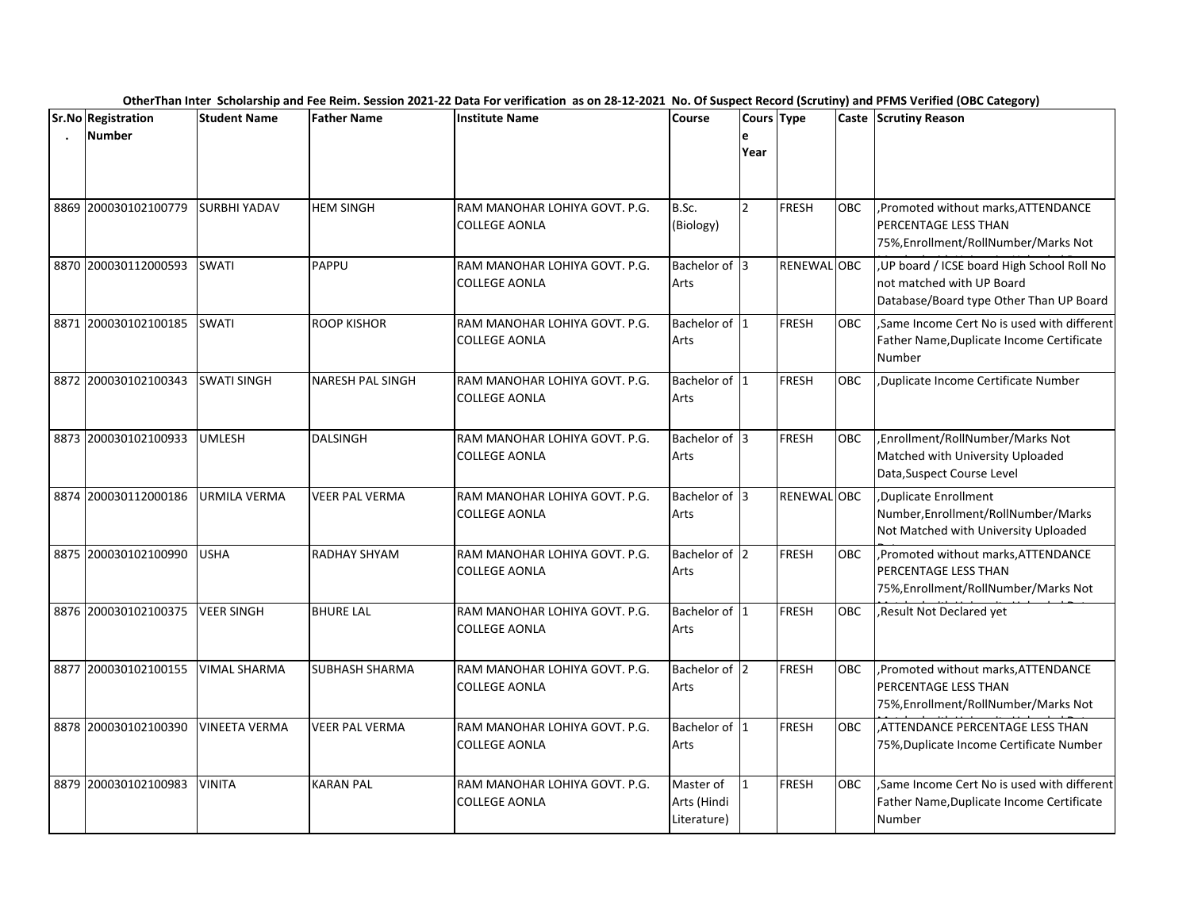OtherThan Inter Scholarship and Fee Reim. Session 2021-22 Data For verification as on 28-12-2021 No. Of Suspect Record (Scrutiny) and PFMS Verified (OBC Category)

| Sr.No. | Registration Number | Student Name | Father Name | Institute Name | Course | Course Year | Type | Caste | Scrutiny Reason |
|---|---|---|---|---|---|---|---|---|---|
| 8869 | 200030102100779 | SURBHI YADAV | HEM SINGH | RAM MANOHAR LOHIYA GOVT. P.G. COLLEGE AONLA | B.Sc. (Biology) | 2 | FRESH | OBC | ,Promoted without marks,ATTENDANCE PERCENTAGE LESS THAN 75%,Enrollment/RollNumber/Marks Not |
| 8870 | 200030112000593 | SWATI | PAPPU | RAM MANOHAR LOHIYA GOVT. P.G. COLLEGE AONLA | Bachelor of Arts | 3 | RENEWAL | OBC | ,UP board / ICSE board High School Roll No not matched with UP Board Database/Board type Other Than UP Board |
| 8871 | 200030102100185 | SWATI | ROOP KISHOR | RAM MANOHAR LOHIYA GOVT. P.G. COLLEGE AONLA | Bachelor of Arts | 1 | FRESH | OBC | ,Same Income Cert No is used with different Father Name,Duplicate Income Certificate Number |
| 8872 | 200030102100343 | SWATI SINGH | NARESH PAL SINGH | RAM MANOHAR LOHIYA GOVT. P.G. COLLEGE AONLA | Bachelor of Arts | 1 | FRESH | OBC | ,Duplicate Income Certificate Number |
| 8873 | 200030102100933 | UMLESH | DALSINGH | RAM MANOHAR LOHIYA GOVT. P.G. COLLEGE AONLA | Bachelor of Arts | 3 | FRESH | OBC | ,Enrollment/RollNumber/Marks Not Matched with University Uploaded Data,Suspect Course Level |
| 8874 | 200030112000186 | URMILA VERMA | VEER PAL VERMA | RAM MANOHAR LOHIYA GOVT. P.G. COLLEGE AONLA | Bachelor of Arts | 3 | RENEWAL | OBC | ,Duplicate Enrollment Number,Enrollment/RollNumber/Marks Not Matched with University Uploaded |
| 8875 | 200030102100990 | USHA | RADHAY SHYAM | RAM MANOHAR LOHIYA GOVT. P.G. COLLEGE AONLA | Bachelor of Arts | 2 | FRESH | OBC | ,Promoted without marks,ATTENDANCE PERCENTAGE LESS THAN 75%,Enrollment/RollNumber/Marks Not |
| 8876 | 200030102100375 | VEER SINGH | BHURE LAL | RAM MANOHAR LOHIYA GOVT. P.G. COLLEGE AONLA | Bachelor of Arts | 1 | FRESH | OBC | ,Result Not Declared yet |
| 8877 | 200030102100155 | VIMAL SHARMA | SUBHASH SHARMA | RAM MANOHAR LOHIYA GOVT. P.G. COLLEGE AONLA | Bachelor of Arts | 2 | FRESH | OBC | ,Promoted without marks,ATTENDANCE PERCENTAGE LESS THAN 75%,Enrollment/RollNumber/Marks Not |
| 8878 | 200030102100390 | VINEETA VERMA | VEER PAL VERMA | RAM MANOHAR LOHIYA GOVT. P.G. COLLEGE AONLA | Bachelor of Arts | 1 | FRESH | OBC | ,ATTENDANCE PERCENTAGE LESS THAN 75%,Duplicate Income Certificate Number |
| 8879 | 200030102100983 | VINITA | KARAN PAL | RAM MANOHAR LOHIYA GOVT. P.G. COLLEGE AONLA | Master of Arts (Hindi Literature) | 1 | FRESH | OBC | ,Same Income Cert No is used with different Father Name,Duplicate Income Certificate Number |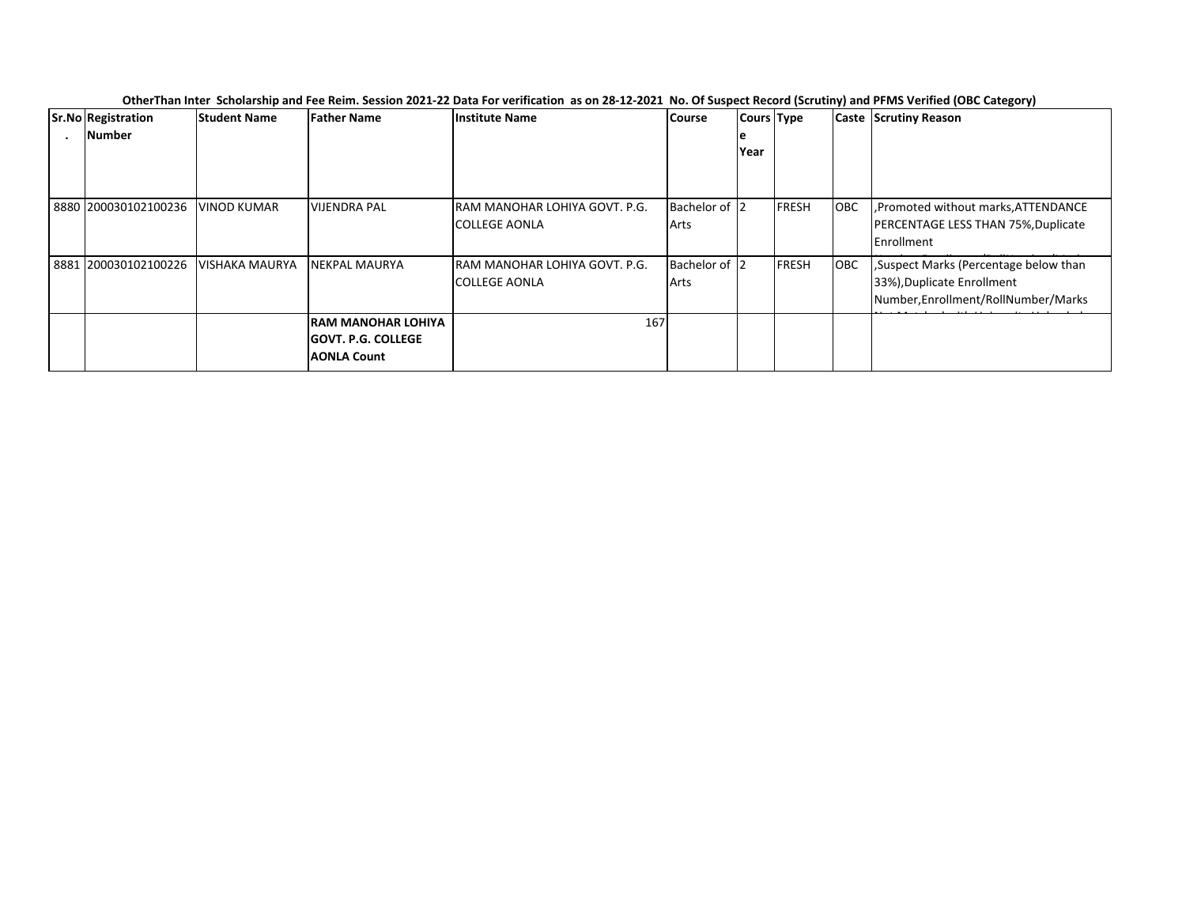**OtherThan Inter Scholarship and Fee Reim. Session 2021-22 Data For verification as on 28-12-2021 No. Of Suspect Record (Scrutiny) and PFMS Verified (OBC Category)**

| Sr.No. | Registration Number | Student Name | Father Name | Institute Name | Course | Course Year | Type | Caste | Scrutiny Reason |
|---|---|---|---|---|---|---|---|---|---|
| 8880 | 200030102100236 | VINOD KUMAR | VIJENDRA PAL | RAM MANOHAR LOHIYA GOVT. P.G. COLLEGE AONLA | Bachelor of Arts | 2 | FRESH | OBC | ,Promoted without marks,ATTENDANCE PERCENTAGE LESS THAN 75%,Duplicate Enrollment |
| 8881 | 200030102100226 | VISHAKA MAURYA | NEKPAL MAURYA | RAM MANOHAR LOHIYA GOVT. P.G. COLLEGE AONLA | Bachelor of Arts | 2 | FRESH | OBC | ,Suspect Marks (Percentage below than 33%),Duplicate Enrollment Number,Enrollment/RollNumber/Marks |
| | | | **RAM MANOHAR LOHIYA GOVT. P.G. COLLEGE AONLA Count** | 167 | | | | | |